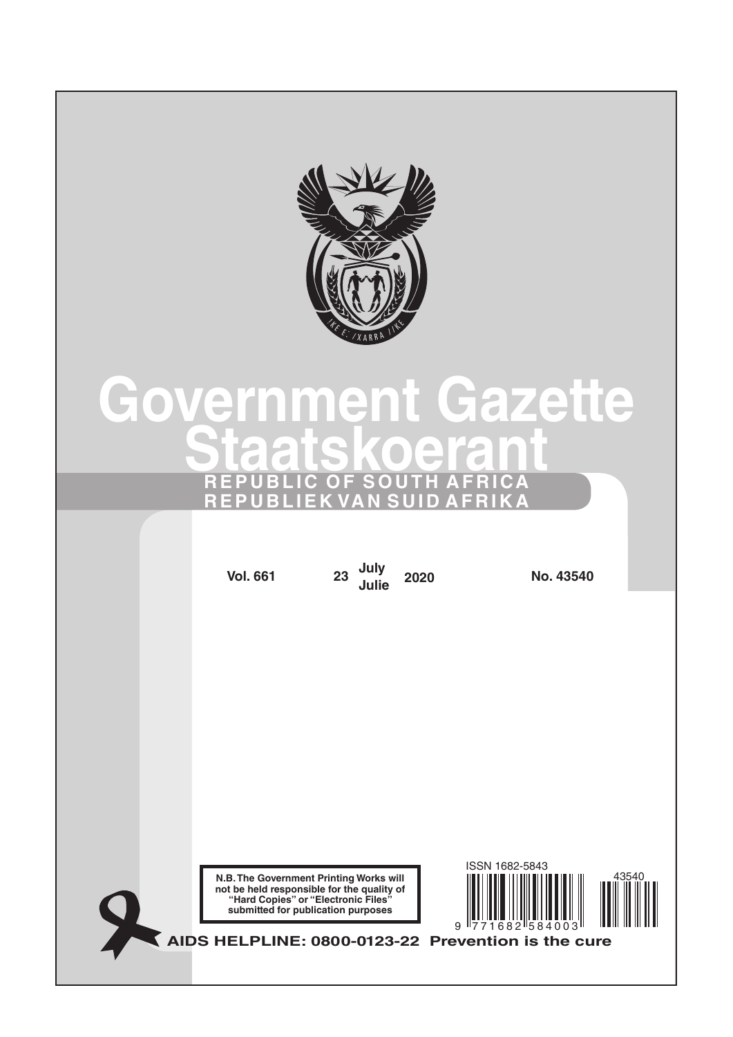# Government Gazette

# Staatskoerant

**REPUBLIC OF SOUTH AFRICA**

**REPUBLIEK VAN SUID AFRIKA**

**Vol. 661** **23 July / Julie 2020** **No. 43540**

**N.B. The Government Printing Works will not be held responsible for the quality of "Hard Copies" or "Electronic Files" submitted for publication purposes**

ISSN 1682-5843

9 771682 584003

43540

**AIDS HELPLINE: 0800-0123-22 Prevention is the cure**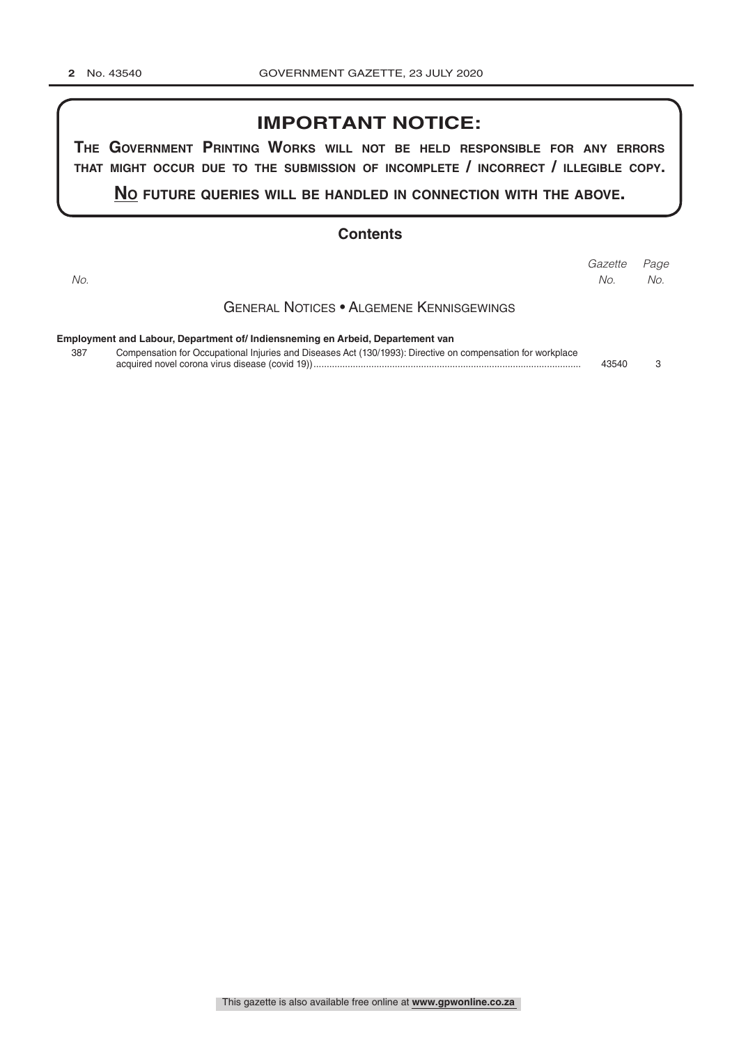## IMPORTANT NOTICE:

**THE GOVERNMENT PRINTING WORKS WILL NOT BE HELD RESPONSIBLE FOR ANY ERRORS THAT MIGHT OCCUR DUE TO THE SUBMISSION OF INCOMPLETE / INCORRECT / ILLEGIBLE COPY.**

**NO FUTURE QUERIES WILL BE HANDLED IN CONNECTION WITH THE ABOVE.**

## Contents

| No. | | *Gazette No.* | *Page No.* |
|---|---|---|---|
| | **GENERAL NOTICES • ALGEMENE KENNISGEWINGS** | | |
| | **Employment and Labour, Department of/ Indiensneming en Arbeid, Departement van** | | |
| 387 | Compensation for Occupational Injuries and Diseases Act (130/1993): Directive on compensation for workplace acquired novel corona virus disease (covid 19)) | 43540 | 3 |

This gazette is also available free online at **www.gpwonline.co.za**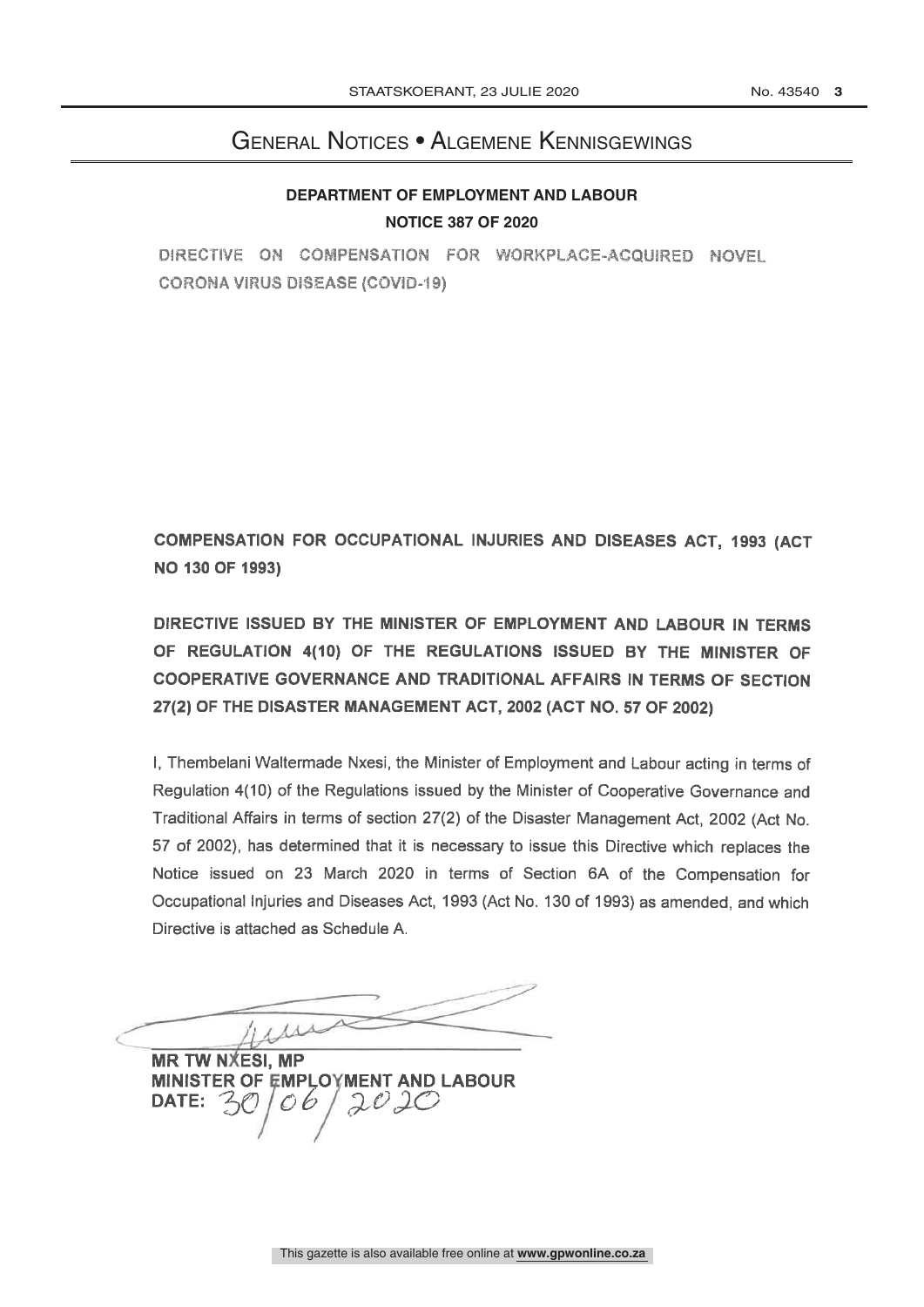# General Notices • Algemene Kennisgewings

## DEPARTMENT OF EMPLOYMENT AND LABOUR

## NOTICE 387 OF 2020

DIRECTIVE ON COMPENSATION FOR WORKPLACE-ACQUIRED NOVEL CORONA VIRUS DISEASE (COVID-19)

**COMPENSATION FOR OCCUPATIONAL INJURIES AND DISEASES ACT, 1993 (ACT NO 130 OF 1993)**

**DIRECTIVE ISSUED BY THE MINISTER OF EMPLOYMENT AND LABOUR IN TERMS OF REGULATION 4(10) OF THE REGULATIONS ISSUED BY THE MINISTER OF COOPERATIVE GOVERNANCE AND TRADITIONAL AFFAIRS IN TERMS OF SECTION 27(2) OF THE DISASTER MANAGEMENT ACT, 2002 (ACT NO. 57 OF 2002)**

I, Thembelani Waltermade Nxesi, the Minister of Employment and Labour acting in terms of Regulation 4(10) of the Regulations issued by the Minister of Cooperative Governance and Traditional Affairs in terms of section 27(2) of the Disaster Management Act, 2002 (Act No. 57 of 2002), has determined that it is necessary to issue this Directive which replaces the Notice issued on 23 March 2020 in terms of Section 6A of the Compensation for Occupational Injuries and Diseases Act, 1993 (Act No. 130 of 1993) as amended, and which Directive is attached as Schedule A.

**MR TW NXESI, MP**
**MINISTER OF EMPLOYMENT AND LABOUR**
**DATE:** 30/06/2020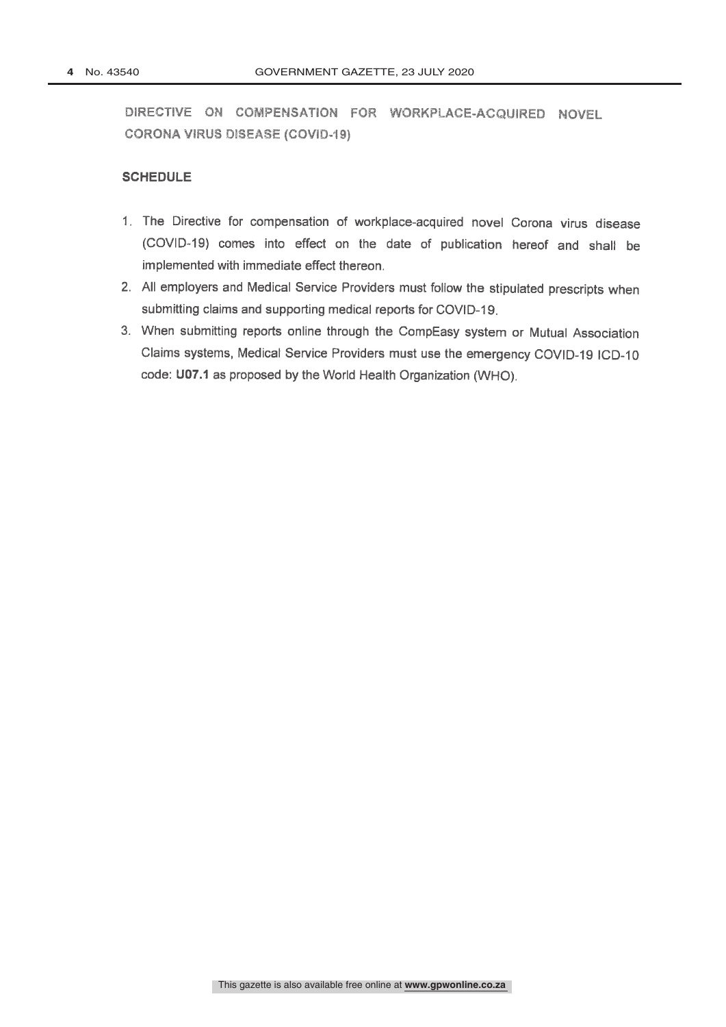# DIRECTIVE ON COMPENSATION FOR WORKPLACE-ACQUIRED NOVEL CORONA VIRUS DISEASE (COVID-19)

## SCHEDULE

1. The Directive for compensation of workplace-acquired novel Corona virus disease (COVID-19) comes into effect on the date of publication hereof and shall be implemented with immediate effect thereon.
2. All employers and Medical Service Providers must follow the stipulated prescripts when submitting claims and supporting medical reports for COVID-19.
3. When submitting reports online through the CompEasy system or Mutual Association Claims systems, Medical Service Providers must use the emergency COVID-19 ICD-10 code: **U07.1** as proposed by the World Health Organization (WHO).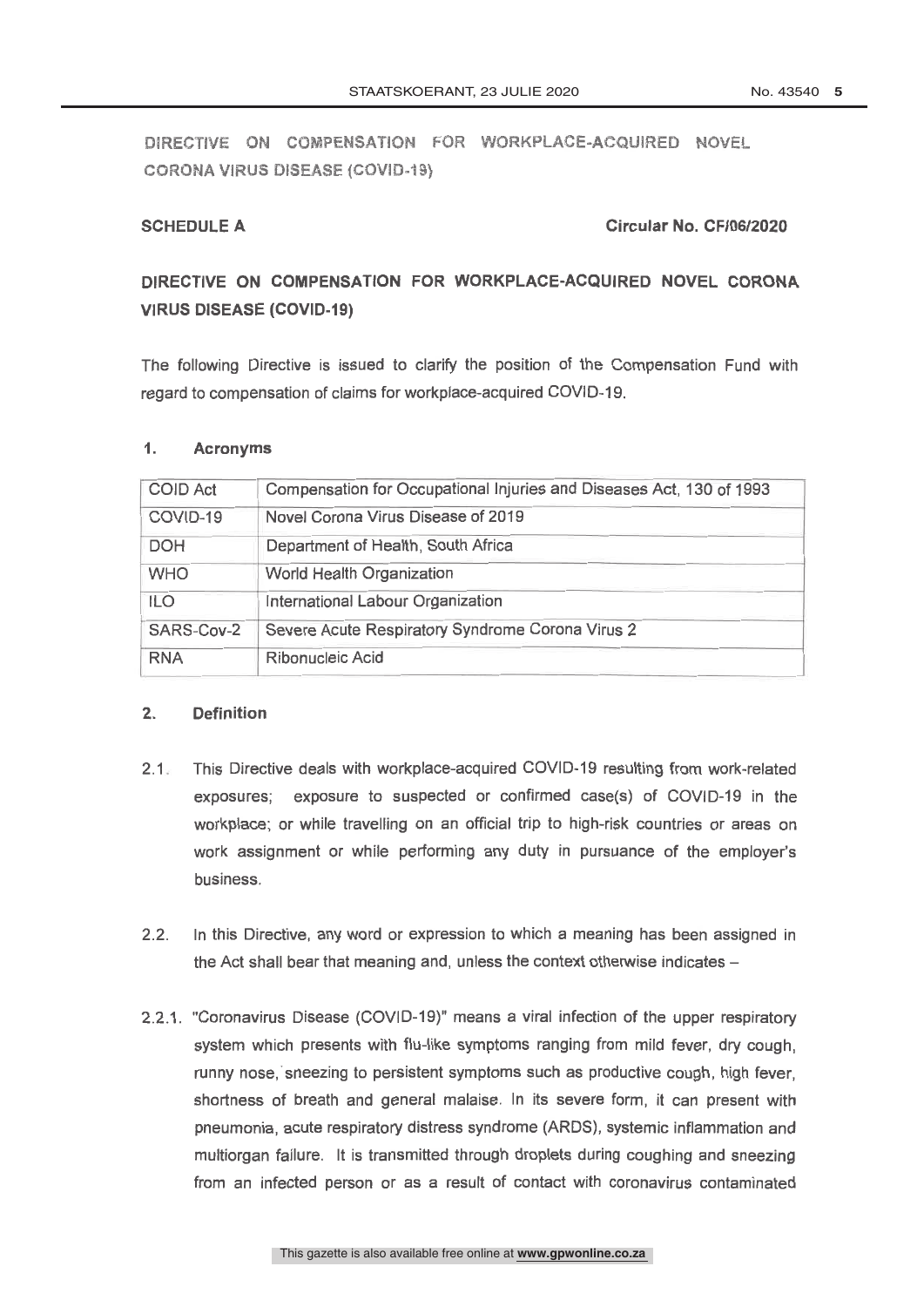DIRECTIVE ON COMPENSATION FOR WORKPLACE-ACQUIRED NOVEL CORONA VIRUS DISEASE (COVID-19)

**SCHEDULE A** **Circular No. CF/06/2020**

## DIRECTIVE ON COMPENSATION FOR WORKPLACE-ACQUIRED NOVEL CORONA VIRUS DISEASE (COVID-19)

The following Directive is issued to clarify the position of the Compensation Fund with regard to compensation of claims for workplace-acquired COVID-19.

### 1. Acronyms

| | |
|---|---|
| COID Act | Compensation for Occupational Injuries and Diseases Act, 130 of 1993 |
| COVID-19 | Novel Corona Virus Disease of 2019 |
| DOH | Department of Health, South Africa |
| WHO | World Health Organization |
| ILO | International Labour Organization |
| SARS-Cov-2 | Severe Acute Respiratory Syndrome Corona Virus 2 |
| RNA | Ribonucleic Acid |

### 2. Definition

2.1. This Directive deals with workplace-acquired COVID-19 resulting from work-related exposures; exposure to suspected or confirmed case(s) of COVID-19 in the workplace; or while travelling on an official trip to high-risk countries or areas on work assignment or while performing any duty in pursuance of the employer's business.

2.2. In this Directive, any word or expression to which a meaning has been assigned in the Act shall bear that meaning and, unless the context otherwise indicates –

2.2.1. "Coronavirus Disease (COVID-19)" means a viral infection of the upper respiratory system which presents with flu-like symptoms ranging from mild fever, dry cough, runny nose, sneezing to persistent symptoms such as productive cough, high fever, shortness of breath and general malaise. In its severe form, it can present with pneumonia, acute respiratory distress syndrome (ARDS), systemic inflammation and multiorgan failure. It is transmitted through droplets during coughing and sneezing from an infected person or as a result of contact with coronavirus contaminated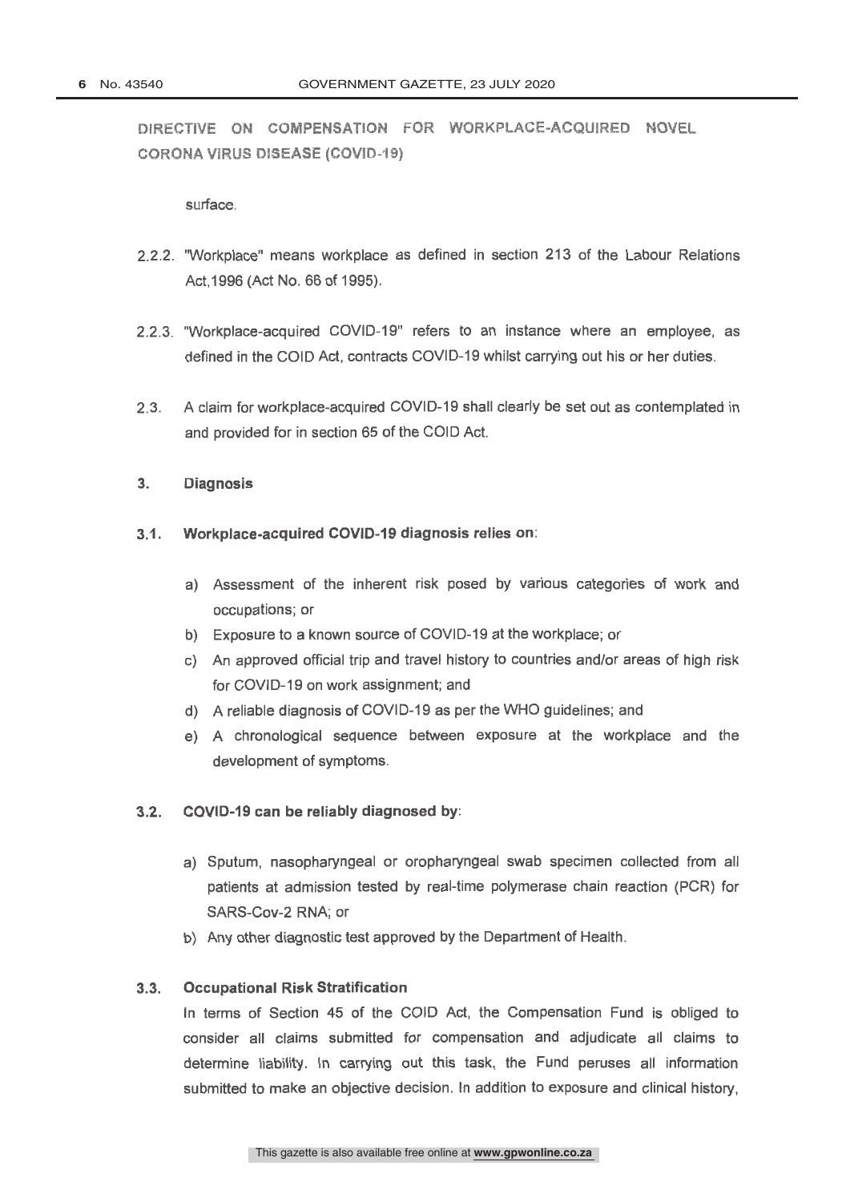DIRECTIVE ON COMPENSATION FOR WORKPLACE-ACQUIRED NOVEL CORONA VIRUS DISEASE (COVID-19)

surface.

2.2.2. "Workplace" means workplace as defined in section 213 of the Labour Relations Act,1996 (Act No. 66 of 1995).

2.2.3. "Workplace-acquired COVID-19" refers to an instance where an employee, as defined in the COID Act, contracts COVID-19 whilst carrying out his or her duties.

2.3. A claim for workplace-acquired COVID-19 shall clearly be set out as contemplated in and provided for in section 65 of the COID Act.

### 3. Diagnosis

#### 3.1. Workplace-acquired COVID-19 diagnosis relies on:

a) Assessment of the inherent risk posed by various categories of work and occupations; or
b) Exposure to a known source of COVID-19 at the workplace; or
c) An approved official trip and travel history to countries and/or areas of high risk for COVID-19 on work assignment; and
d) A reliable diagnosis of COVID-19 as per the WHO guidelines; and
e) A chronological sequence between exposure at the workplace and the development of symptoms.

#### 3.2. COVID-19 can be reliably diagnosed by:

a) Sputum, nasopharyngeal or oropharyngeal swab specimen collected from all patients at admission tested by real-time polymerase chain reaction (PCR) for SARS-Cov-2 RNA; or
b) Any other diagnostic test approved by the Department of Health.

#### 3.3. Occupational Risk Stratification

In terms of Section 45 of the COID Act, the Compensation Fund is obliged to consider all claims submitted for compensation and adjudicate all claims to determine liability. In carrying out this task, the Fund peruses all information submitted to make an objective decision. In addition to exposure and clinical history,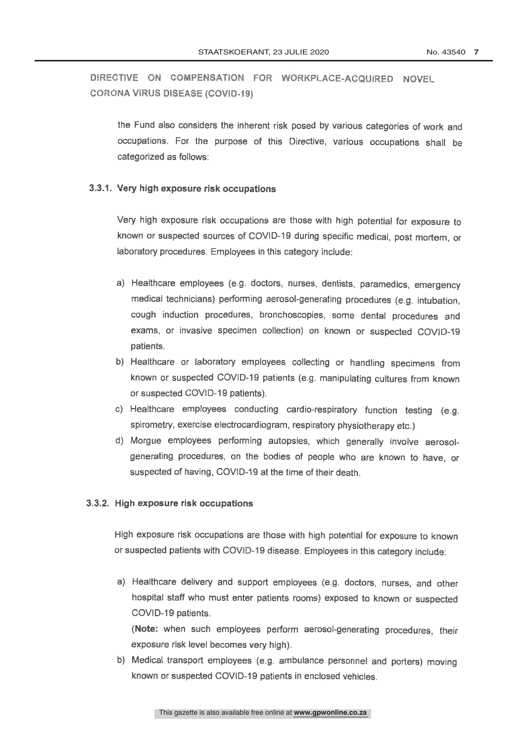DIRECTIVE ON COMPENSATION FOR WORKPLACE-ACQUIRED NOVEL CORONA VIRUS DISEASE (COVID-19)

the Fund also considers the inherent risk posed by various categories of work and occupations. For the purpose of this Directive, various occupations shall be categorized as follows:

### 3.3.1. Very high exposure risk occupations

Very high exposure risk occupations are those with high potential for exposure to known or suspected sources of COVID-19 during specific medical, post mortem, or laboratory procedures. Employees in this category include:

a) Healthcare employees (e.g. doctors, nurses, dentists, paramedics, emergency medical technicians) performing aerosol-generating procedures (e.g. intubation, cough induction procedures, bronchoscopies, some dental procedures and exams, or invasive specimen collection) on known or suspected COVID-19 patients.
b) Healthcare or laboratory employees collecting or handling specimens from known or suspected COVID-19 patients (e.g. manipulating cultures from known or suspected COVID-19 patients).
c) Healthcare employees conducting cardio-respiratory function testing (e.g. spirometry, exercise electrocardiogram, respiratory physiotherapy etc.)
d) Morgue employees performing autopsies, which generally involve aerosol-generating procedures, on the bodies of people who are known to have, or suspected of having, COVID-19 at the time of their death.

### 3.3.2. High exposure risk occupations

High exposure risk occupations are those with high potential for exposure to known or suspected patients with COVID-19 disease. Employees in this category include:

a) Healthcare delivery and support employees (e.g. doctors, nurses, and other hospital staff who must enter patients rooms) exposed to known or suspected COVID-19 patients.
   (**Note:** when such employees perform aerosol-generating procedures, their exposure risk level becomes very high).
b) Medical transport employees (e.g. ambulance personnel and porters) moving known or suspected COVID-19 patients in enclosed vehicles.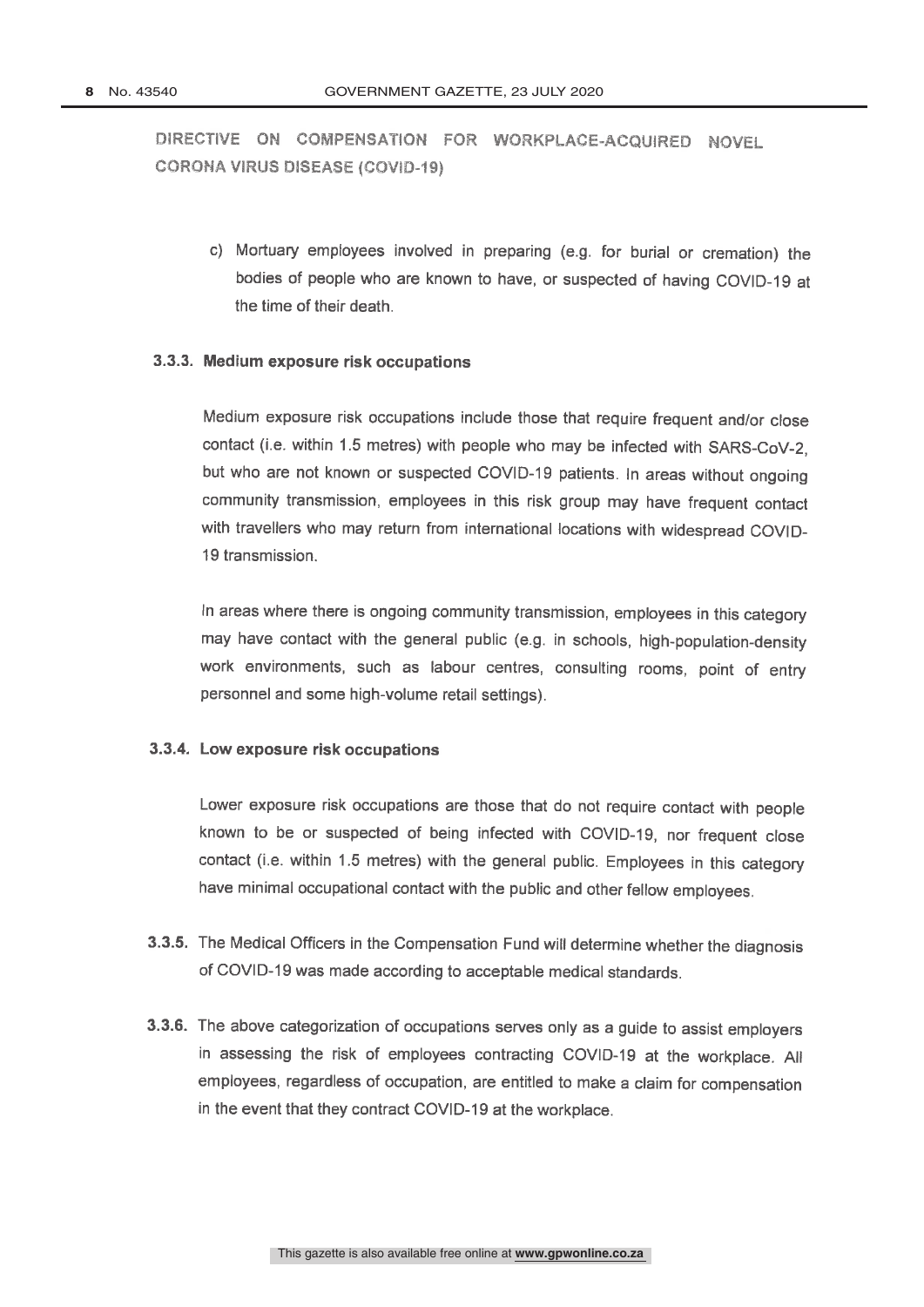DIRECTIVE ON COMPENSATION FOR WORKPLACE-ACQUIRED NOVEL CORONA VIRUS DISEASE (COVID-19)

c) Mortuary employees involved in preparing (e.g. for burial or cremation) the bodies of people who are known to have, or suspected of having COVID-19 at the time of their death.

### 3.3.3. Medium exposure risk occupations

Medium exposure risk occupations include those that require frequent and/or close contact (i.e. within 1.5 metres) with people who may be infected with SARS-CoV-2, but who are not known or suspected COVID-19 patients. In areas without ongoing community transmission, employees in this risk group may have frequent contact with travellers who may return from international locations with widespread COVID-19 transmission.

In areas where there is ongoing community transmission, employees in this category may have contact with the general public (e.g. in schools, high-population-density work environments, such as labour centres, consulting rooms, point of entry personnel and some high-volume retail settings).

### 3.3.4. Low exposure risk occupations

Lower exposure risk occupations are those that do not require contact with people known to be or suspected of being infected with COVID-19, nor frequent close contact (i.e. within 1.5 metres) with the general public. Employees in this category have minimal occupational contact with the public and other fellow employees.

**3.3.5.** The Medical Officers in the Compensation Fund will determine whether the diagnosis of COVID-19 was made according to acceptable medical standards.

**3.3.6.** The above categorization of occupations serves only as a guide to assist employers in assessing the risk of employees contracting COVID-19 at the workplace. All employees, regardless of occupation, are entitled to make a claim for compensation in the event that they contract COVID-19 at the workplace.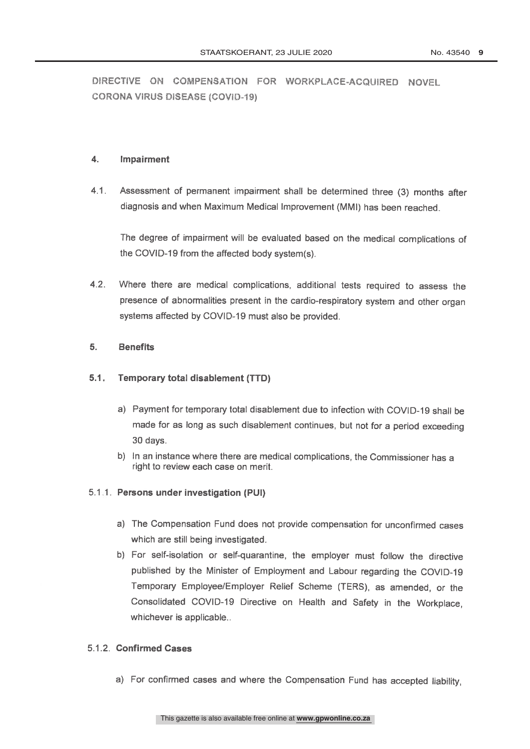DIRECTIVE ON COMPENSATION FOR WORKPLACE-ACQUIRED NOVEL CORONA VIRUS DISEASE (COVID-19)

## 4. Impairment

4.1. Assessment of permanent impairment shall be determined three (3) months after diagnosis and when Maximum Medical Improvement (MMI) has been reached.

The degree of impairment will be evaluated based on the medical complications of the COVID-19 from the affected body system(s).

4.2. Where there are medical complications, additional tests required to assess the presence of abnormalities present in the cardio-respiratory system and other organ systems affected by COVID-19 must also be provided.

## 5. Benefits

### 5.1. Temporary total disablement (TTD)

a) Payment for temporary total disablement due to infection with COVID-19 shall be made for as long as such disablement continues, but not for a period exceeding 30 days.

b) In an instance where there are medical complications, the Commissioner has a right to review each case on merit.

#### 5.1.1. Persons under investigation (PUI)

a) The Compensation Fund does not provide compensation for unconfirmed cases which are still being investigated.

b) For self-isolation or self-quarantine, the employer must follow the directive published by the Minister of Employment and Labour regarding the COVID-19 Temporary Employee/Employer Relief Scheme (TERS), as amended, or the Consolidated COVID-19 Directive on Health and Safety in the Workplace, whichever is applicable..

#### 5.1.2. Confirmed Cases

a) For confirmed cases and where the Compensation Fund has accepted liability,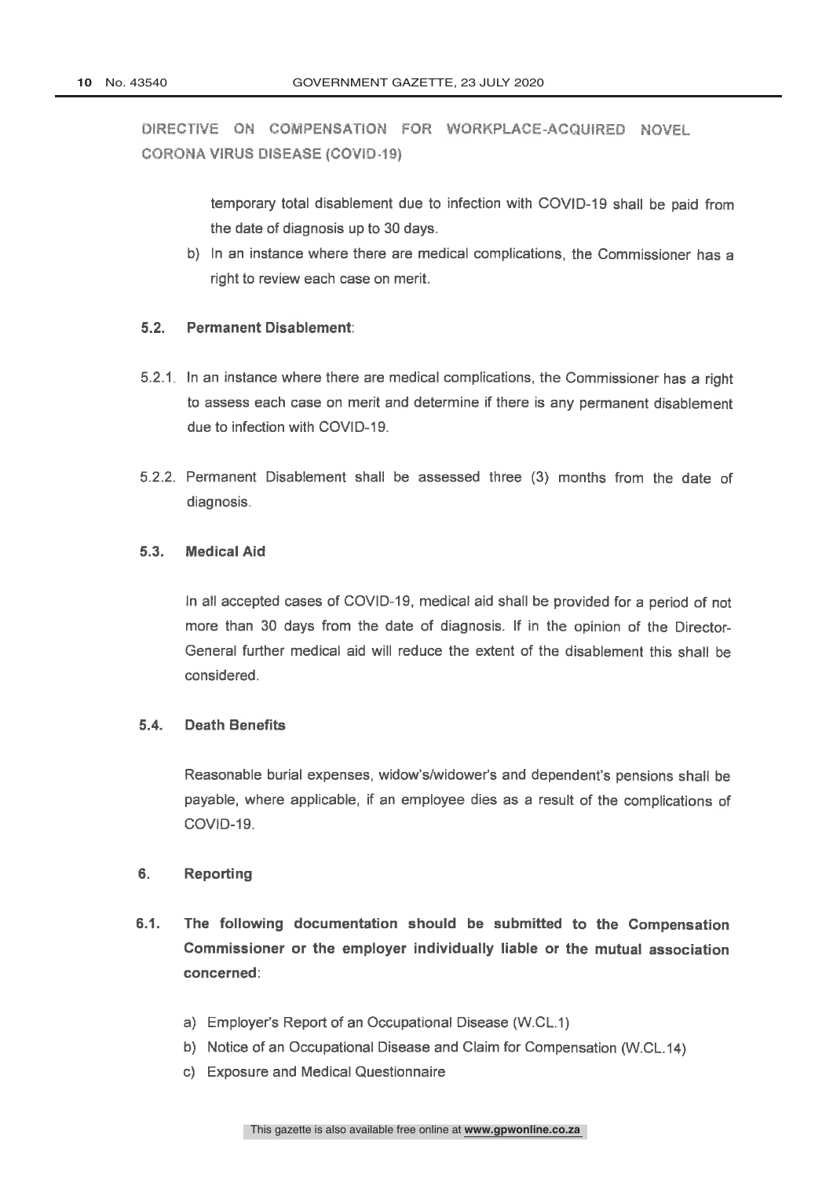DIRECTIVE ON COMPENSATION FOR WORKPLACE-ACQUIRED NOVEL CORONA VIRUS DISEASE (COVID-19)

temporary total disablement due to infection with COVID-19 shall be paid from the date of diagnosis up to 30 days.

b) In an instance where there are medical complications, the Commissioner has a right to review each case on merit.

### 5.2. Permanent Disablement:

5.2.1. In an instance where there are medical complications, the Commissioner has a right to assess each case on merit and determine if there is any permanent disablement due to infection with COVID-19.

5.2.2. Permanent Disablement shall be assessed three (3) months from the date of diagnosis.

### 5.3. Medical Aid

In all accepted cases of COVID-19, medical aid shall be provided for a period of not more than 30 days from the date of diagnosis. If in the opinion of the Director-General further medical aid will reduce the extent of the disablement this shall be considered.

### 5.4. Death Benefits

Reasonable burial expenses, widow's/widower's and dependent's pensions shall be payable, where applicable, if an employee dies as a result of the complications of COVID-19.

## 6. Reporting

**6.1. The following documentation should be submitted to the Compensation Commissioner or the employer individually liable or the mutual association concerned:**

a) Employer's Report of an Occupational Disease (W.CL.1)
b) Notice of an Occupational Disease and Claim for Compensation (W.CL.14)
c) Exposure and Medical Questionnaire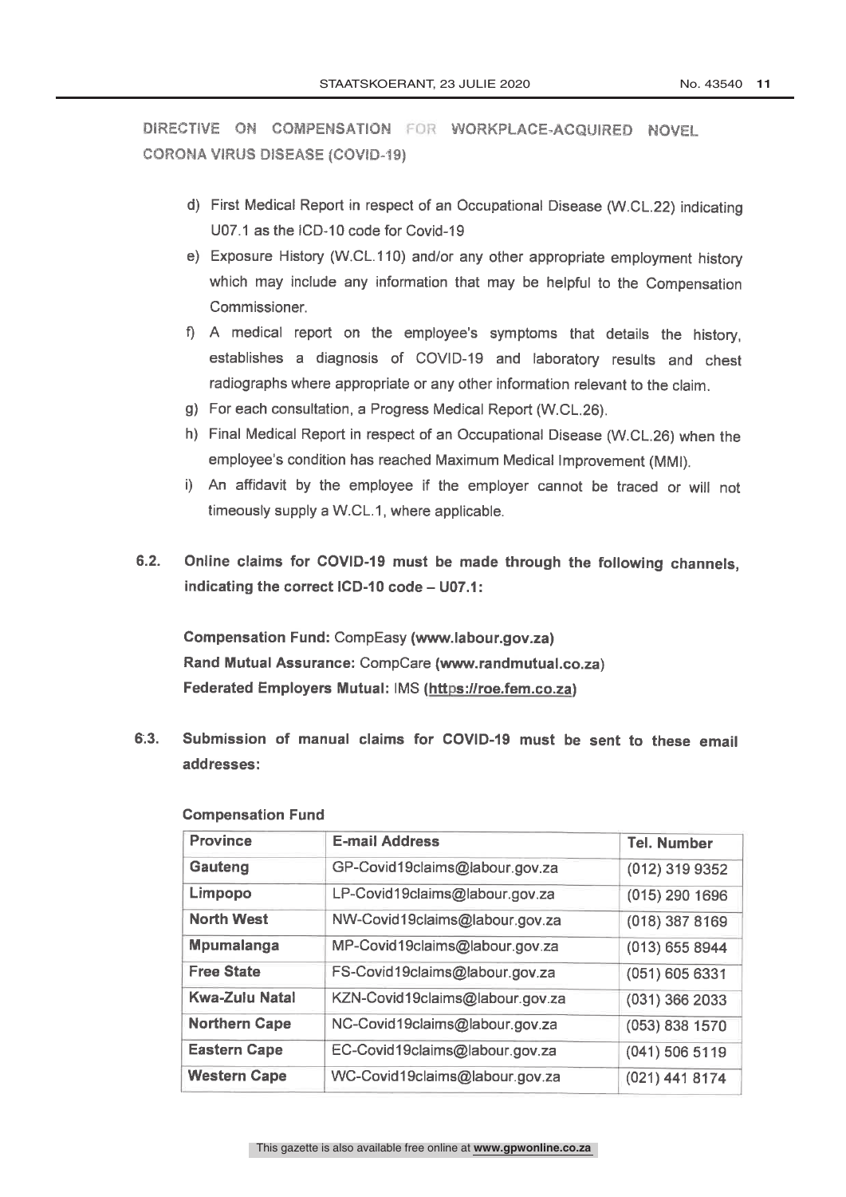DIRECTIVE ON COMPENSATION FOR WORKPLACE-ACQUIRED NOVEL CORONA VIRUS DISEASE (COVID-19)

d) First Medical Report in respect of an Occupational Disease (W.CL.22) indicating U07.1 as the ICD-10 code for Covid-19

e) Exposure History (W.CL.110) and/or any other appropriate employment history which may include any information that may be helpful to the Compensation Commissioner.

f) A medical report on the employee's symptoms that details the history, establishes a diagnosis of COVID-19 and laboratory results and chest radiographs where appropriate or any other information relevant to the claim.

g) For each consultation, a Progress Medical Report (W.CL.26).

h) Final Medical Report in respect of an Occupational Disease (W.CL.26) when the employee's condition has reached Maximum Medical Improvement (MMI).

i) An affidavit by the employee if the employer cannot be traced or will not timeously supply a W.CL.1, where applicable.

**6.2. Online claims for COVID-19 must be made through the following channels, indicating the correct ICD-10 code – U07.1:**

**Compensation Fund:** CompEasy **(www.labour.gov.za)**
**Rand Mutual Assurance:** CompCare **(www.randmutual.co.za)**
**Federated Employers Mutual:** IMS **(https://roe.fem.co.za)**

**6.3. Submission of manual claims for COVID-19 must be sent to these email addresses:**

**Compensation Fund**

| Province | E-mail Address | Tel. Number |
|---|---|---|
| Gauteng | GP-Covid19claims@labour.gov.za | (012) 319 9352 |
| Limpopo | LP-Covid19claims@labour.gov.za | (015) 290 1696 |
| North West | NW-Covid19claims@labour.gov.za | (018) 387 8169 |
| Mpumalanga | MP-Covid19claims@labour.gov.za | (013) 655 8944 |
| Free State | FS-Covid19claims@labour.gov.za | (051) 605 6331 |
| Kwa-Zulu Natal | KZN-Covid19claims@labour.gov.za | (031) 366 2033 |
| Northern Cape | NC-Covid19claims@labour.gov.za | (053) 838 1570 |
| Eastern Cape | EC-Covid19claims@labour.gov.za | (041) 506 5119 |
| Western Cape | WC-Covid19claims@labour.gov.za | (021) 441 8174 |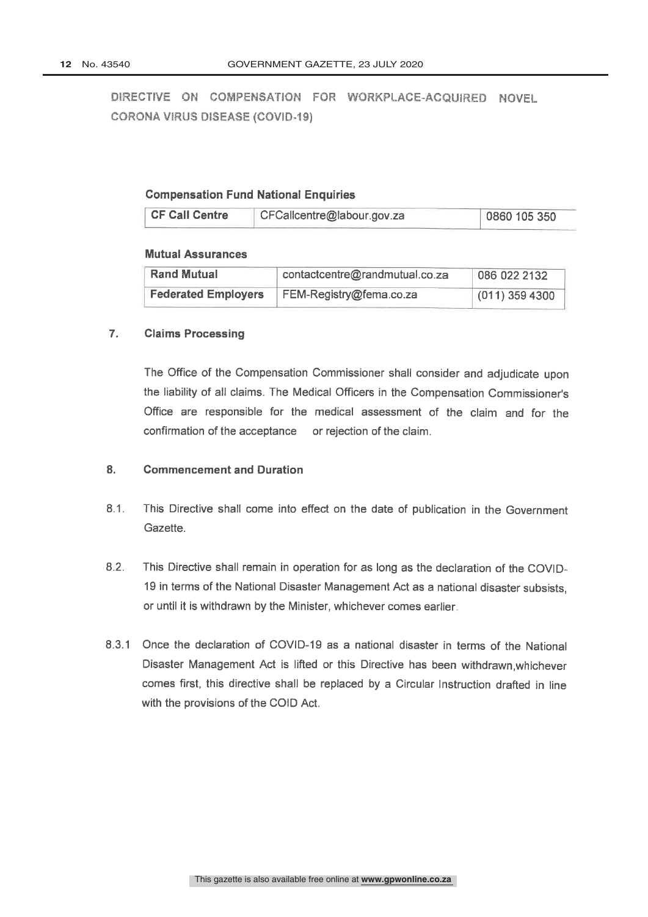DIRECTIVE ON COMPENSATION FOR WORKPLACE-ACQUIRED NOVEL CORONA VIRUS DISEASE (COVID-19)

**Compensation Fund National Enquiries**

| CF Call Centre | CFCallcentre@labour.gov.za | 0860 105 350 |
|---|---|---|

**Mutual Assurances**

| Rand Mutual | contactcentre@randmutual.co.za | 086 022 2132 |
|---|---|---|
| Federated Employers | FEM-Registry@fema.co.za | (011) 359 4300 |

## 7. Claims Processing

The Office of the Compensation Commissioner shall consider and adjudicate upon the liability of all claims. The Medical Officers in the Compensation Commissioner's Office are responsible for the medical assessment of the claim and for the confirmation of the acceptance or rejection of the claim.

## 8. Commencement and Duration

8.1. This Directive shall come into effect on the date of publication in the Government Gazette.

8.2. This Directive shall remain in operation for as long as the declaration of the COVID-19 in terms of the National Disaster Management Act as a national disaster subsists, or until it is withdrawn by the Minister, whichever comes earlier.

8.3.1 Once the declaration of COVID-19 as a national disaster in terms of the National Disaster Management Act is lifted or this Directive has been withdrawn,whichever comes first, this directive shall be replaced by a Circular Instruction drafted in line with the provisions of the COID Act.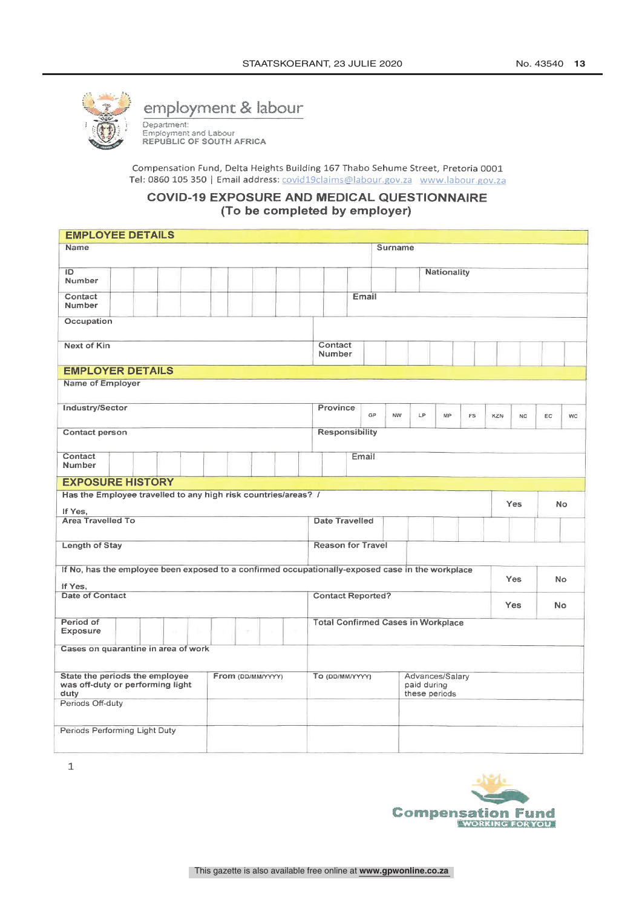employment & labour

Department:
Employment and Labour
REPUBLIC OF SOUTH AFRICA

Compensation Fund, Delta Heights Building 167 Thabo Sehume Street, Pretoria 0001
Tel: 0860 105 350 | Email address: covid19claims@labour.gov.za www.labour.gov.za

## COVID-19 EXPOSURE AND MEDICAL QUESTIONNAIRE
## (To be completed by employer)

### EMPLOYEE DETAILS

| Name | | Surname | |
|---|---|---|---|
| ID Number | | Nationality | |
| Contact Number | | Email | |
| Occupation | | | |
| Next of Kin | | Contact Number | |

### EMPLOYER DETAILS

| Name of Employer | | | |
|---|---|---|---|
| Industry/Sector | | Province | GP / NW / LP / MP / FS / KZN / NC / EC / WC |
| Contact person | | Responsibility | |
| Contact Number | | Email | |

### EXPOSURE HISTORY

| Has the Employee travelled to any high risk countries/areas? / If Yes, | | Yes | No |
|---|---|---|---|
| Area Travelled To | | Date Travelled | |
| Length of Stay | | Reason for Travel | |
| If No, has the employee been exposed to a confirmed occupationally-exposed case in the workplace If Yes, | | Yes | No |
| Date of Contact | | Contact Reported? | Yes / No |
| Period of Exposure | | Total Confirmed Cases in Workplace | |
| Cases on quarantine in area of work | | | |

| State the periods the employee was off-duty or performing light duty | From (DD/MM/YYYY) | To (DD/MM/YYYY) | Advances/Salary paid during these periods |
|---|---|---|---|
| Periods Off-duty | | | |
| Periods Performing Light Duty | | | |

1

Compensation Fund
WORKING FOR YOU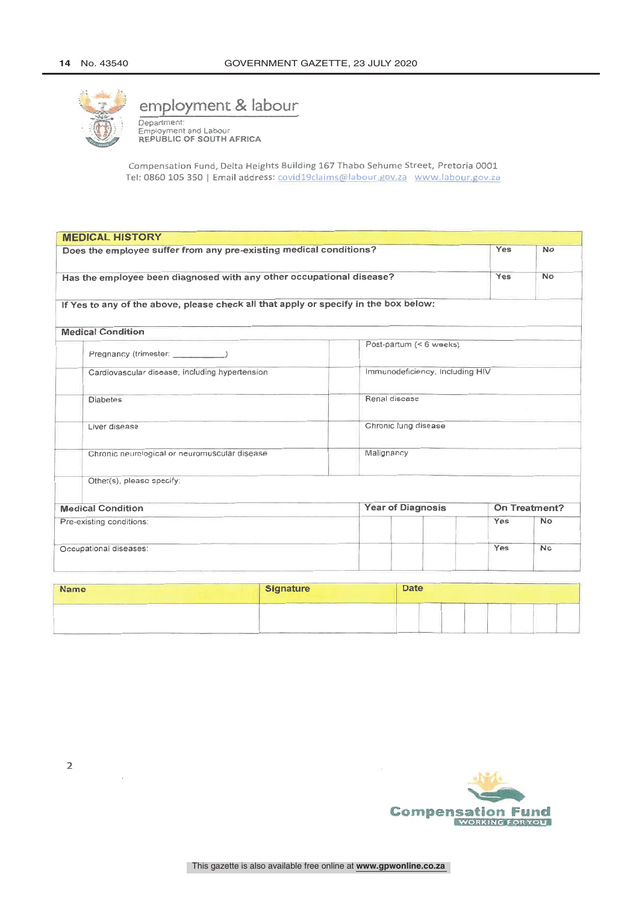employment & labour

Department:
Employment and Labour
REPUBLIC OF SOUTH AFRICA

Compensation Fund, Delta Heights Building 167 Thabo Sehume Street, Pretoria 0001
Tel: 0860 105 350 | Email address: covid19claims@labour.gov.za www.labour.gov.za

| **MEDICAL HISTORY** | | |
|---|---|---|
| **Does the employee suffer from any pre-existing medical conditions?** | **Yes** | **No** |
| **Has the employee been diagnosed with any other occupational disease?** | **Yes** | **No** |
| **If Yes to any of the above, please check all that apply or specify in the box below:** | | |

| **Medical Condition** | | | |
|---|---|---|---|
| | Pregnancy (trimester: ___________) | | Post-partum (< 6 weeks) |
| | Cardiovascular disease, including hypertension | | Immunodeficiency, including HIV |
| | Diabetes | | Renal disease |
| | Liver disease | | Chronic lung disease |
| | Chronic neurological or neuromuscular disease | | Malignancy |
| | Other(s), please specify: | | |

| **Medical Condition** | **Year of Diagnosis** | | | | **On Treatment?** | |
|---|---|---|---|---|---|---|
| Pre-existing conditions: | | | | | Yes | No |
| Occupational diseases: | | | | | Yes | No |

| **Name** | **Signature** | **Date** | | | | | | | |
|---|---|---|---|---|---|---|---|---|---|
| | | | | | | | | | |

2

Compensation Fund
WORKING FOR YOU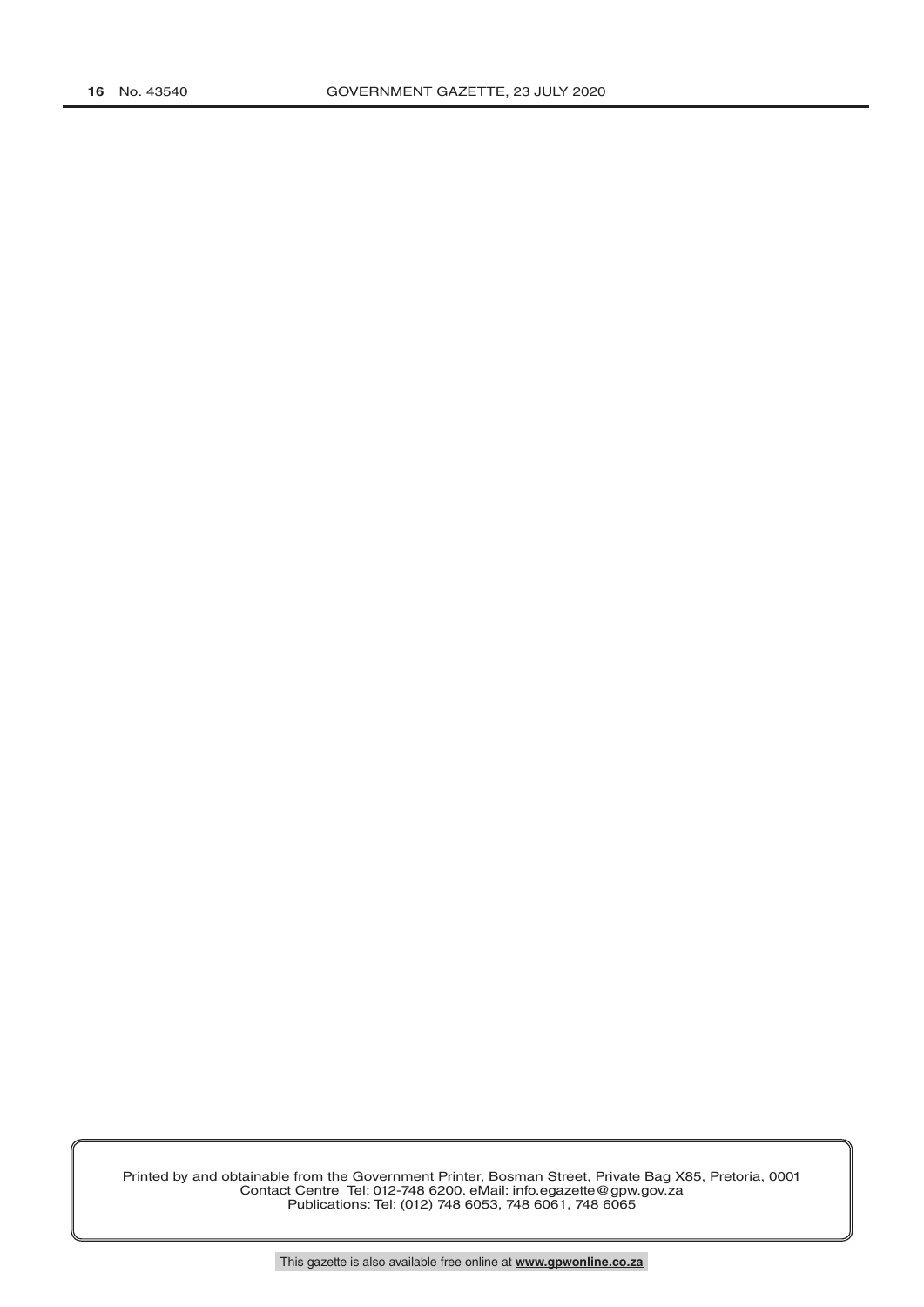Printed by and obtainable from the Government Printer, Bosman Street, Private Bag X85, Pretoria, 0001
Contact Centre Tel: 012-748 6200. eMail: info.egazette@gpw.gov.za
Publications: Tel: (012) 748 6053, 748 6061, 748 6065

This gazette is also available free online at **www.gpwonline.co.za**